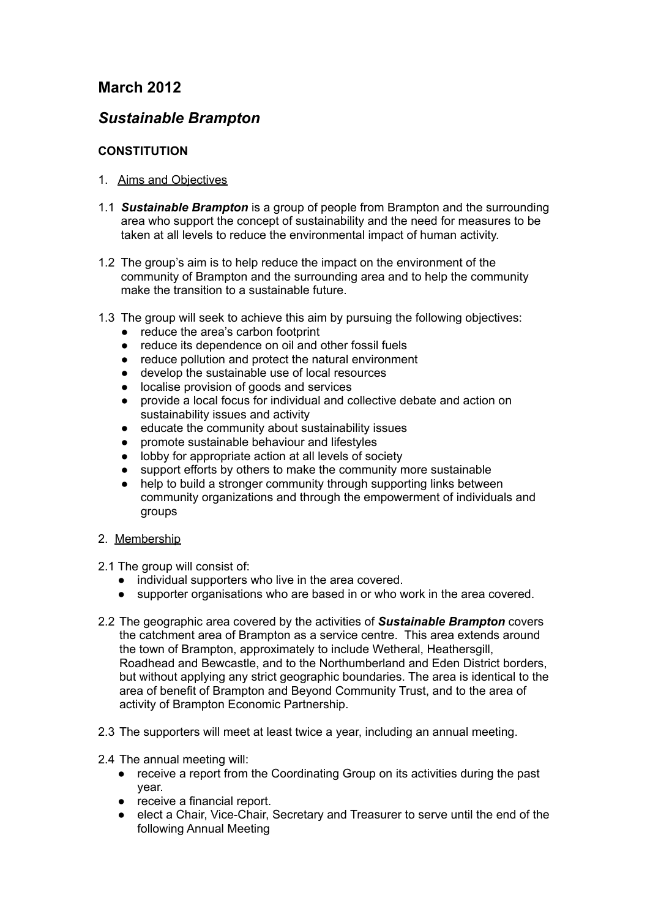## March 2012

## *Sustainable Brampton*

### CONSTITUTION

1. Aims and Objectives

1.1 ***Sustainable Brampton*** is a group of people from Brampton and the surrounding area who support the concept of sustainability and the need for measures to be taken at all levels to reduce the environmental impact of human activity.

1.2 The group's aim is to help reduce the impact on the environment of the community of Brampton and the surrounding area and to help the community make the transition to a sustainable future.

1.3 The group will seek to achieve this aim by pursuing the following objectives:

- reduce the area's carbon footprint
- reduce its dependence on oil and other fossil fuels
- reduce pollution and protect the natural environment
- develop the sustainable use of local resources
- localise provision of goods and services
- provide a local focus for individual and collective debate and action on sustainability issues and activity
- educate the community about sustainability issues
- promote sustainable behaviour and lifestyles
- lobby for appropriate action at all levels of society
- support efforts by others to make the community more sustainable
- help to build a stronger community through supporting links between community organizations and through the empowerment of individuals and groups

2. Membership

2.1 The group will consist of:

- individual supporters who live in the area covered.
- supporter organisations who are based in or who work in the area covered.

2.2 The geographic area covered by the activities of ***Sustainable Brampton*** covers the catchment area of Brampton as a service centre. This area extends around the town of Brampton, approximately to include Wetheral, Heathersgill, Roadhead and Bewcastle, and to the Northumberland and Eden District borders, but without applying any strict geographic boundaries. The area is identical to the area of benefit of Brampton and Beyond Community Trust, and to the area of activity of Brampton Economic Partnership.

2.3 The supporters will meet at least twice a year, including an annual meeting.

2.4 The annual meeting will:

- receive a report from the Coordinating Group on its activities during the past year.
- receive a financial report.
- elect a Chair, Vice-Chair, Secretary and Treasurer to serve until the end of the following Annual Meeting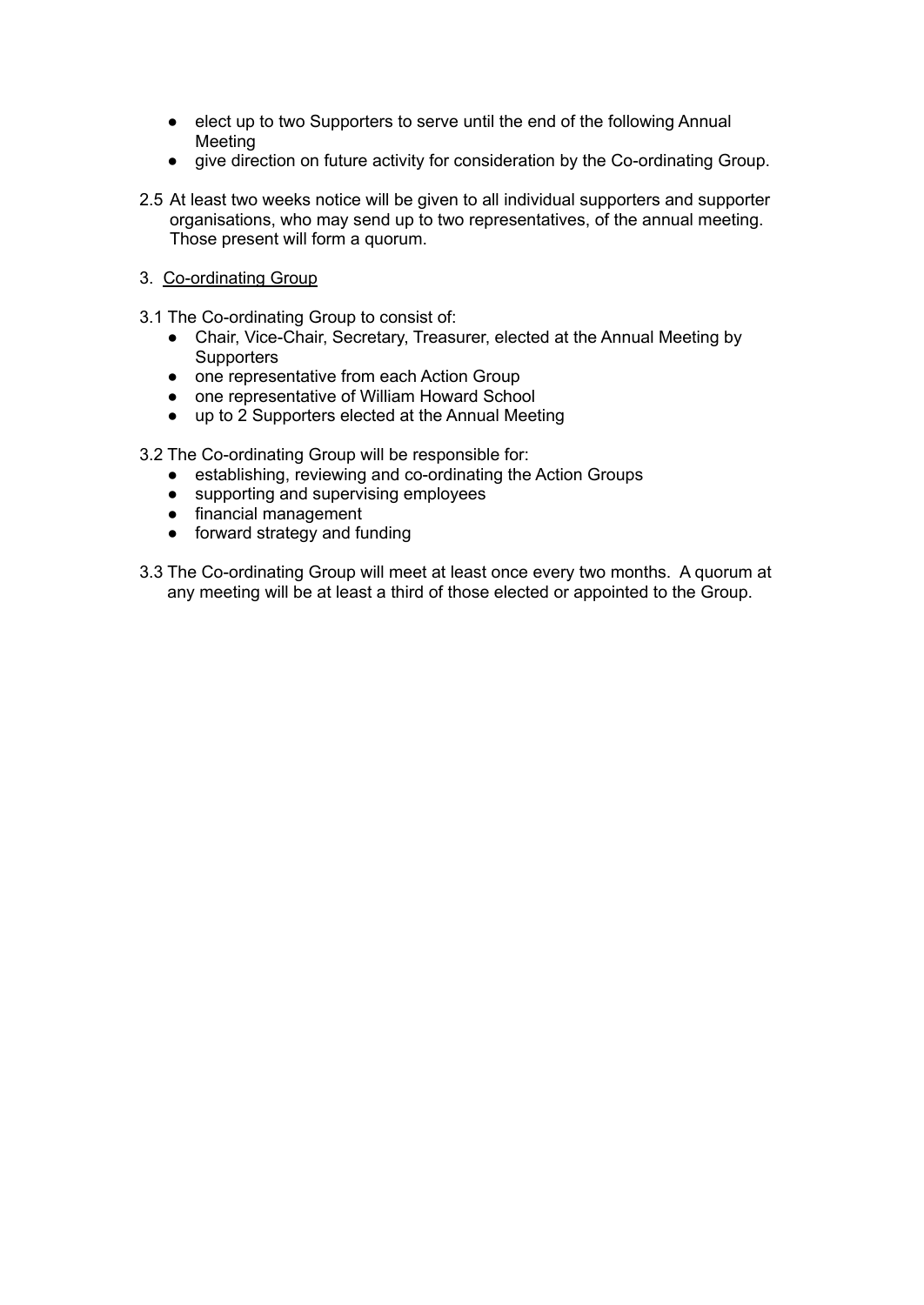- elect up to two Supporters to serve until the end of the following Annual Meeting
- give direction on future activity for consideration by the Co-ordinating Group.

2.5 At least two weeks notice will be given to all individual supporters and supporter organisations, who may send up to two representatives, of the annual meeting. Those present will form a quorum.

3. <u>Co-ordinating Group</u>

3.1 The Co-ordinating Group to consist of:

- Chair, Vice-Chair, Secretary, Treasurer, elected at the Annual Meeting by Supporters
- one representative from each Action Group
- one representative of William Howard School
- up to 2 Supporters elected at the Annual Meeting

3.2 The Co-ordinating Group will be responsible for:

- establishing, reviewing and co-ordinating the Action Groups
- supporting and supervising employees
- financial management
- forward strategy and funding

3.3 The Co-ordinating Group will meet at least once every two months. A quorum at any meeting will be at least a third of those elected or appointed to the Group.